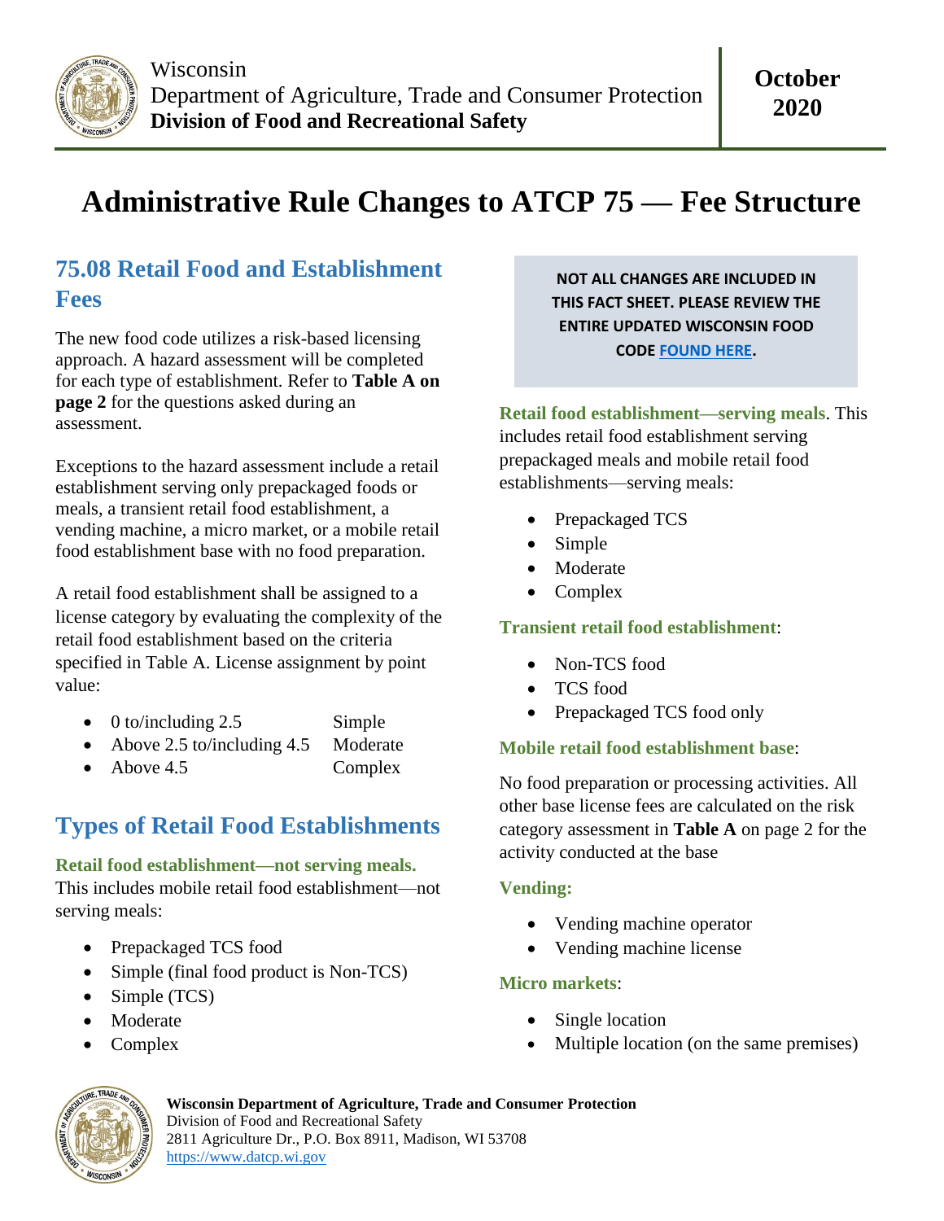Wisconsin
Department of Agriculture, Trade and Consumer Protection
**Division of Food and Recreational Safety**

**October 2020**

# Administrative Rule Changes to ATCP 75 — Fee Structure

## 75.08 Retail Food and Establishment Fees

The new food code utilizes a risk-based licensing approach. A hazard assessment will be completed for each type of establishment. Refer to **Table A on page 2** for the questions asked during an assessment.

Exceptions to the hazard assessment include a retail establishment serving only prepackaged foods or meals, a transient retail food establishment, a vending machine, a micro market, or a mobile retail food establishment base with no food preparation.

A retail food establishment shall be assigned to a license category by evaluating the complexity of the retail food establishment based on the criteria specified in Table A. License assignment by point value:

- 0 to/including 2.5 — Simple
- Above 2.5 to/including 4.5 — Moderate
- Above 4.5 — Complex

## Types of Retail Food Establishments

**Retail food establishment—not serving meals.** This includes mobile retail food establishment—not serving meals:

- Prepackaged TCS food
- Simple (final food product is Non-TCS)
- Simple (TCS)
- Moderate
- Complex

**NOT ALL CHANGES ARE INCLUDED IN THIS FACT SHEET. PLEASE REVIEW THE ENTIRE UPDATED WISCONSIN FOOD CODE FOUND HERE.**

**Retail food establishment—serving meals**. This includes retail food establishment serving prepackaged meals and mobile retail food establishments—serving meals:

- Prepackaged TCS
- Simple
- Moderate
- Complex

**Transient retail food establishment**:

- Non-TCS food
- TCS food
- Prepackaged TCS food only

**Mobile retail food establishment base**:

No food preparation or processing activities. All other base license fees are calculated on the risk category assessment in **Table A** on page 2 for the activity conducted at the base

**Vending:**

- Vending machine operator
- Vending machine license

**Micro markets**:

- Single location
- Multiple location (on the same premises)

**Wisconsin Department of Agriculture, Trade and Consumer Protection**
Division of Food and Recreational Safety
2811 Agriculture Dr., P.O. Box 8911, Madison, WI 53708
https://www.datcp.wi.gov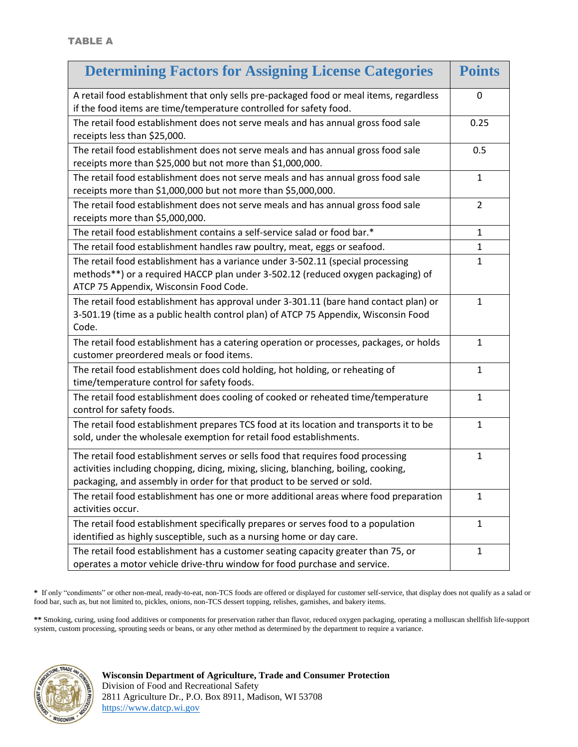**TABLE A**

| Determining Factors for Assigning License Categories | Points |
|---|---|
| A retail food establishment that only sells pre-packaged food or meal items, regardless if the food items are time/temperature controlled for safety food. | 0 |
| The retail food establishment does not serve meals and has annual gross food sale receipts less than $25,000. | 0.25 |
| The retail food establishment does not serve meals and has annual gross food sale receipts more than $25,000 but not more than $1,000,000. | 0.5 |
| The retail food establishment does not serve meals and has annual gross food sale receipts more than $1,000,000 but not more than $5,000,000. | 1 |
| The retail food establishment does not serve meals and has annual gross food sale receipts more than $5,000,000. | 2 |
| The retail food establishment contains a self-service salad or food bar.* | 1 |
| The retail food establishment handles raw poultry, meat, eggs or seafood. | 1 |
| The retail food establishment has a variance under 3-502.11 (special processing methods**) or a required HACCP plan under 3-502.12 (reduced oxygen packaging) of ATCP 75 Appendix, Wisconsin Food Code. | 1 |
| The retail food establishment has approval under 3-301.11 (bare hand contact plan) or 3-501.19 (time as a public health control plan) of ATCP 75 Appendix, Wisconsin Food Code. | 1 |
| The retail food establishment has a catering operation or processes, packages, or holds customer preordered meals or food items. | 1 |
| The retail food establishment does cold holding, hot holding, or reheating of time/temperature control for safety foods. | 1 |
| The retail food establishment does cooling of cooked or reheated time/temperature control for safety foods. | 1 |
| The retail food establishment prepares TCS food at its location and transports it to be sold, under the wholesale exemption for retail food establishments. | 1 |
| The retail food establishment serves or sells food that requires food processing activities including chopping, dicing, mixing, slicing, blanching, boiling, cooking, packaging, and assembly in order for that product to be served or sold. | 1 |
| The retail food establishment has one or more additional areas where food preparation activities occur. | 1 |
| The retail food establishment specifically prepares or serves food to a population identified as highly susceptible, such as a nursing home or day care. | 1 |
| The retail food establishment has a customer seating capacity greater than 75, or operates a motor vehicle drive-thru window for food purchase and service. | 1 |

\* If only "condiments" or other non-meal, ready-to-eat, non-TCS foods are offered or displayed for customer self-service, that display does not qualify as a salad or food bar, such as, but not limited to, pickles, onions, non-TCS dessert topping, relishes, garnishes, and bakery items.

\*\* Smoking, curing, using food additives or components for preservation rather than flavor, reduced oxygen packaging, operating a molluscan shellfish life-support system, custom processing, sprouting seeds or beans, or any other method as determined by the department to require a variance.

**Wisconsin Department of Agriculture, Trade and Consumer Protection**
Division of Food and Recreational Safety
2811 Agriculture Dr., P.O. Box 8911, Madison, WI 53708
https://www.datcp.wi.gov